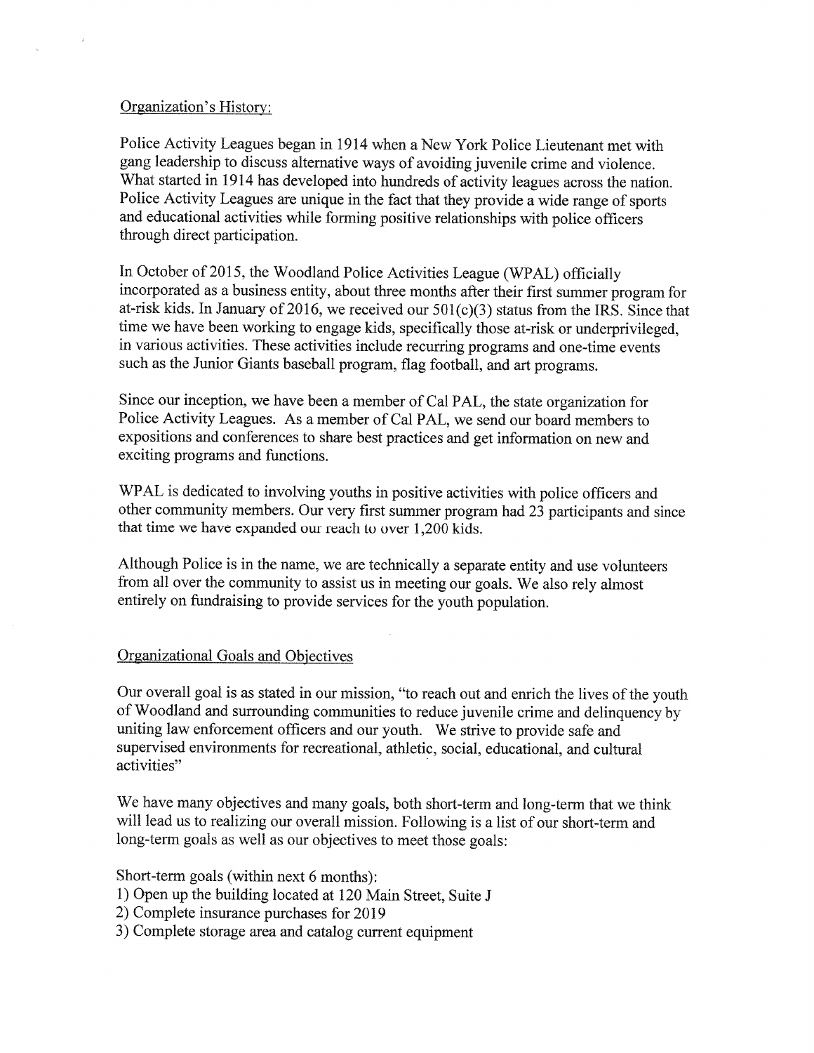## Organization's History:

Police Activity Leagues began in 1914 when a New York Police Lieutenant met with gang leadership to discuss alternative ways of avoiding juvenile crime and violence. What started in 1914 has developed into hundreds of activity leagues across the nation. Police Activity Leagues are unique in the fact that they provide a wide range of sports and educational activities while forming positive relationships with police officers through direct participation.

In October of 2015, the Woodland Police Activities League (WPAL) officially incorporated as a business entity, about three months after their first summer program for at-risk kids. In January of 2016, we received our 501(c)(3) status from the IRS. Since that time we have been working to engage kids, specifically those at-risk or underprivileged, in various activities. These activities include recurring programs and one-time events such as the Junior Giants baseball program, flag football, and art programs.

Since our inception, we have been a member of Cal PAL, the state organization for Police Activity Leagues. As a member of Cal PAL, we send our board members to expositions and conferences to share best practices and get information on new and exciting programs and functions.

WPAL is dedicated to involving youths in positive activities with police officers and other community members. Our very first summer program had 23 participants and since that time we have expanded our reach to over 1,200 kids.

Although Police is in the name, we are technically a separate entity and use volunteers from all over the community to assist us in meeting our goals. We also rely almost entirely on fundraising to provide services for the youth population.

## Organizational Goals and Objectives

Our overall goal is as stated in our mission, "to reach out and enrich the lives of the youth of Woodland and surrounding communities to reduce juvenile crime and delinquency by uniting law enforcement officers and our youth. We strive to provide safe and supervised environments for recreational, athletic, social, educational, and cultural activities"

We have many objectives and many goals, both short-term and long-term that we think will lead us to realizing our overall mission. Following is a list of our short-term and long-term goals as well as our objectives to meet those goals:

Short-term goals (within next 6 months):

1) Open up the building located at 120 Main Street, Suite J
2) Complete insurance purchases for 2019
3) Complete storage area and catalog current equipment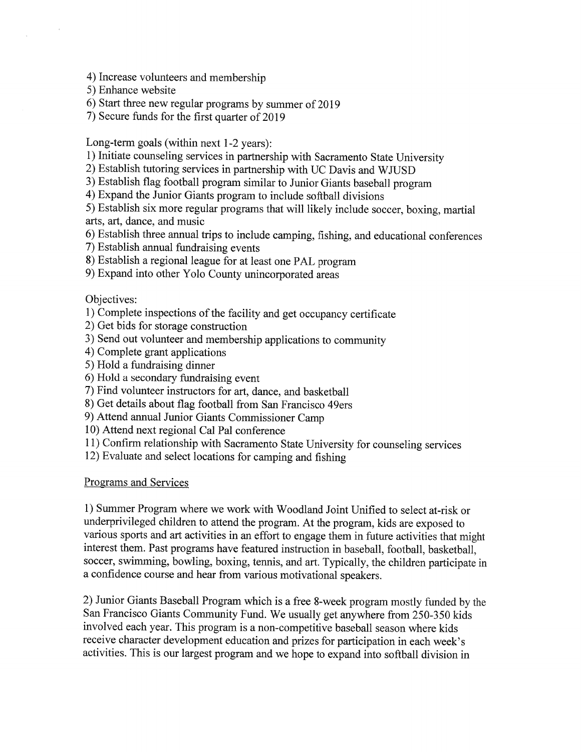4) Increase volunteers and membership
5) Enhance website
6) Start three new regular programs by summer of 2019
7) Secure funds for the first quarter of 2019

Long-term goals (within next 1-2 years):
1) Initiate counseling services in partnership with Sacramento State University
2) Establish tutoring services in partnership with UC Davis and WJUSD
3) Establish flag football program similar to Junior Giants baseball program
4) Expand the Junior Giants program to include softball divisions
5) Establish six more regular programs that will likely include soccer, boxing, martial arts, art, dance, and music
6) Establish three annual trips to include camping, fishing, and educational conferences
7) Establish annual fundraising events
8) Establish a regional league for at least one PAL program
9) Expand into other Yolo County unincorporated areas

Objectives:
1) Complete inspections of the facility and get occupancy certificate
2) Get bids for storage construction
3) Send out volunteer and membership applications to community
4) Complete grant applications
5) Hold a fundraising dinner
6) Hold a secondary fundraising event
7) Find volunteer instructors for art, dance, and basketball
8) Get details about flag football from San Francisco 49ers
9) Attend annual Junior Giants Commissioner Camp
10) Attend next regional Cal Pal conference
11) Confirm relationship with Sacramento State University for counseling services
12) Evaluate and select locations for camping and fishing

## Programs and Services

1) Summer Program where we work with Woodland Joint Unified to select at-risk or underprivileged children to attend the program. At the program, kids are exposed to various sports and art activities in an effort to engage them in future activities that might interest them. Past programs have featured instruction in baseball, football, basketball, soccer, swimming, bowling, boxing, tennis, and art. Typically, the children participate in a confidence course and hear from various motivational speakers.

2) Junior Giants Baseball Program which is a free 8-week program mostly funded by the San Francisco Giants Community Fund. We usually get anywhere from 250-350 kids involved each year. This program is a non-competitive baseball season where kids receive character development education and prizes for participation in each week's activities. This is our largest program and we hope to expand into softball division in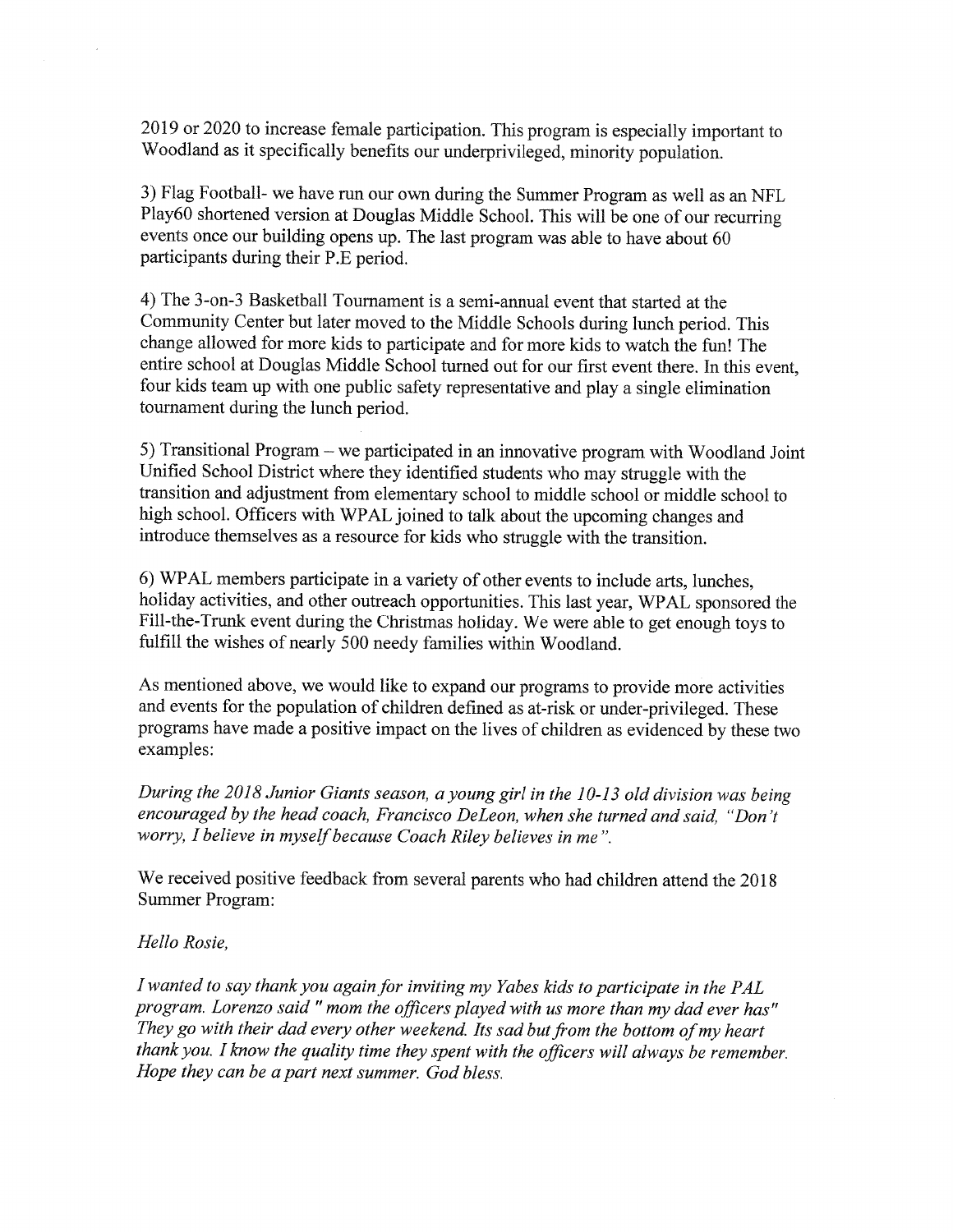2019 or 2020 to increase female participation. This program is especially important to Woodland as it specifically benefits our underprivileged, minority population.

3) Flag Football- we have run our own during the Summer Program as well as an NFL Play60 shortened version at Douglas Middle School. This will be one of our recurring events once our building opens up. The last program was able to have about 60 participants during their P.E period.

4) The 3-on-3 Basketball Tournament is a semi-annual event that started at the Community Center but later moved to the Middle Schools during lunch period. This change allowed for more kids to participate and for more kids to watch the fun! The entire school at Douglas Middle School turned out for our first event there. In this event, four kids team up with one public safety representative and play a single elimination tournament during the lunch period.

5) Transitional Program – we participated in an innovative program with Woodland Joint Unified School District where they identified students who may struggle with the transition and adjustment from elementary school to middle school or middle school to high school. Officers with WPAL joined to talk about the upcoming changes and introduce themselves as a resource for kids who struggle with the transition.

6) WPAL members participate in a variety of other events to include arts, lunches, holiday activities, and other outreach opportunities. This last year, WPAL sponsored the Fill-the-Trunk event during the Christmas holiday. We were able to get enough toys to fulfill the wishes of nearly 500 needy families within Woodland.

As mentioned above, we would like to expand our programs to provide more activities and events for the population of children defined as at-risk or under-privileged. These programs have made a positive impact on the lives of children as evidenced by these two examples:

*During the 2018 Junior Giants season, a young girl in the 10-13 old division was being encouraged by the head coach, Francisco DeLeon, when she turned and said, "Don't worry, I believe in myself because Coach Riley believes in me".*

We received positive feedback from several parents who had children attend the 2018 Summer Program:

*Hello Rosie,*

*I wanted to say thank you again for inviting my Yabes kids to participate in the PAL program. Lorenzo said " mom the officers played with us more than my dad ever has" They go with their dad every other weekend. Its sad but from the bottom of my heart thank you. I know the quality time they spent with the officers will always be remember. Hope they can be a part next summer. God bless.*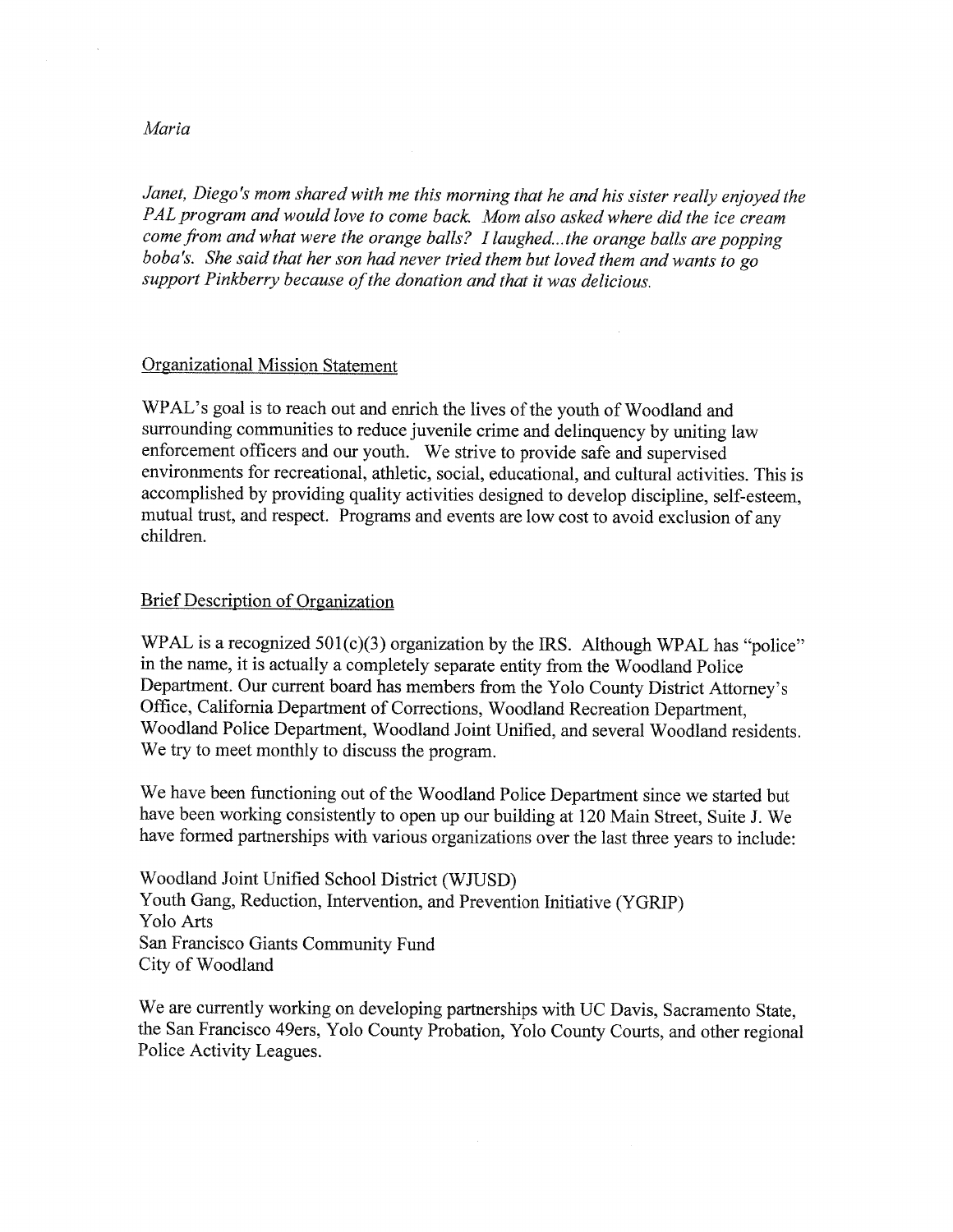*Maria*

*Janet, Diego's mom shared with me this morning that he and his sister really enjoyed the PAL program and would love to come back. Mom also asked where did the ice cream come from and what were the orange balls? I laughed...the orange balls are popping boba's. She said that her son had never tried them but loved them and wants to go support Pinkberry because of the donation and that it was delicious.*

## Organizational Mission Statement

WPAL's goal is to reach out and enrich the lives of the youth of Woodland and surrounding communities to reduce juvenile crime and delinquency by uniting law enforcement officers and our youth. We strive to provide safe and supervised environments for recreational, athletic, social, educational, and cultural activities. This is accomplished by providing quality activities designed to develop discipline, self-esteem, mutual trust, and respect. Programs and events are low cost to avoid exclusion of any children.

## Brief Description of Organization

WPAL is a recognized 501(c)(3) organization by the IRS. Although WPAL has "police" in the name, it is actually a completely separate entity from the Woodland Police Department. Our current board has members from the Yolo County District Attorney's Office, California Department of Corrections, Woodland Recreation Department, Woodland Police Department, Woodland Joint Unified, and several Woodland residents. We try to meet monthly to discuss the program.

We have been functioning out of the Woodland Police Department since we started but have been working consistently to open up our building at 120 Main Street, Suite J. We have formed partnerships with various organizations over the last three years to include:

Woodland Joint Unified School District (WJUSD)
Youth Gang, Reduction, Intervention, and Prevention Initiative (YGRIP)
Yolo Arts
San Francisco Giants Community Fund
City of Woodland

We are currently working on developing partnerships with UC Davis, Sacramento State, the San Francisco 49ers, Yolo County Probation, Yolo County Courts, and other regional Police Activity Leagues.